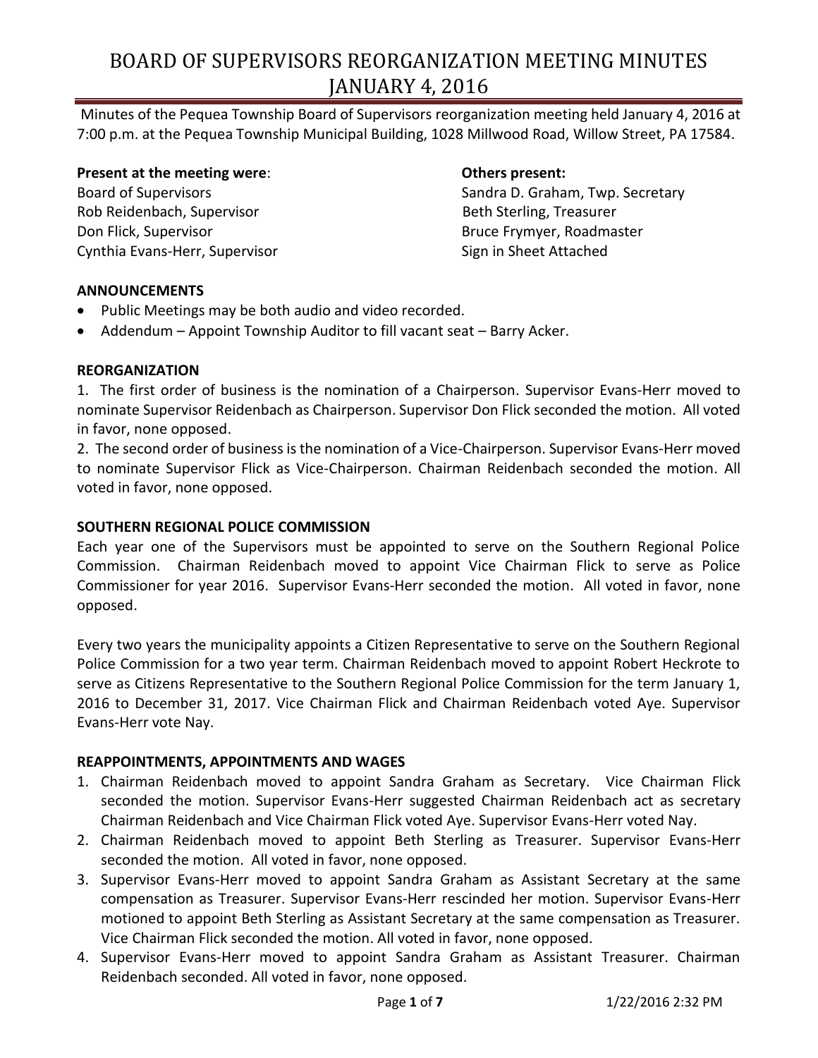# BOARD OF SUPERVISORS REORGANIZATION MEETING MINUTES JANUARY 4, 2016

Minutes of the Pequea Township Board of Supervisors reorganization meeting held January 4, 2016 at 7:00 p.m. at the Pequea Township Municipal Building, 1028 Millwood Road, Willow Street, PA 17584.

**Present at the meeting were**:
Board of Supervisors
Rob Reidenbach, Supervisor
Don Flick, Supervisor
Cynthia Evans-Herr, Supervisor

**Others present:**
Sandra D. Graham, Twp. Secretary
Beth Sterling, Treasurer
Bruce Frymyer, Roadmaster
Sign in Sheet Attached

**ANNOUNCEMENTS**

- Public Meetings may be both audio and video recorded.
- Addendum – Appoint Township Auditor to fill vacant seat – Barry Acker.

**REORGANIZATION**

1. The first order of business is the nomination of a Chairperson. Supervisor Evans-Herr moved to nominate Supervisor Reidenbach as Chairperson. Supervisor Don Flick seconded the motion. All voted in favor, none opposed.
2. The second order of business is the nomination of a Vice-Chairperson. Supervisor Evans-Herr moved to nominate Supervisor Flick as Vice-Chairperson. Chairman Reidenbach seconded the motion. All voted in favor, none opposed.

**SOUTHERN REGIONAL POLICE COMMISSION**

Each year one of the Supervisors must be appointed to serve on the Southern Regional Police Commission. Chairman Reidenbach moved to appoint Vice Chairman Flick to serve as Police Commissioner for year 2016. Supervisor Evans-Herr seconded the motion. All voted in favor, none opposed.

Every two years the municipality appoints a Citizen Representative to serve on the Southern Regional Police Commission for a two year term. Chairman Reidenbach moved to appoint Robert Heckrote to serve as Citizens Representative to the Southern Regional Police Commission for the term January 1, 2016 to December 31, 2017. Vice Chairman Flick and Chairman Reidenbach voted Aye. Supervisor Evans-Herr vote Nay.

**REAPPOINTMENTS, APPOINTMENTS AND WAGES**

1. Chairman Reidenbach moved to appoint Sandra Graham as Secretary. Vice Chairman Flick seconded the motion. Supervisor Evans-Herr suggested Chairman Reidenbach act as secretary Chairman Reidenbach and Vice Chairman Flick voted Aye. Supervisor Evans-Herr voted Nay.
2. Chairman Reidenbach moved to appoint Beth Sterling as Treasurer. Supervisor Evans-Herr seconded the motion. All voted in favor, none opposed.
3. Supervisor Evans-Herr moved to appoint Sandra Graham as Assistant Secretary at the same compensation as Treasurer. Supervisor Evans-Herr rescinded her motion. Supervisor Evans-Herr motioned to appoint Beth Sterling as Assistant Secretary at the same compensation as Treasurer. Vice Chairman Flick seconded the motion. All voted in favor, none opposed.
4. Supervisor Evans-Herr moved to appoint Sandra Graham as Assistant Treasurer. Chairman Reidenbach seconded. All voted in favor, none opposed.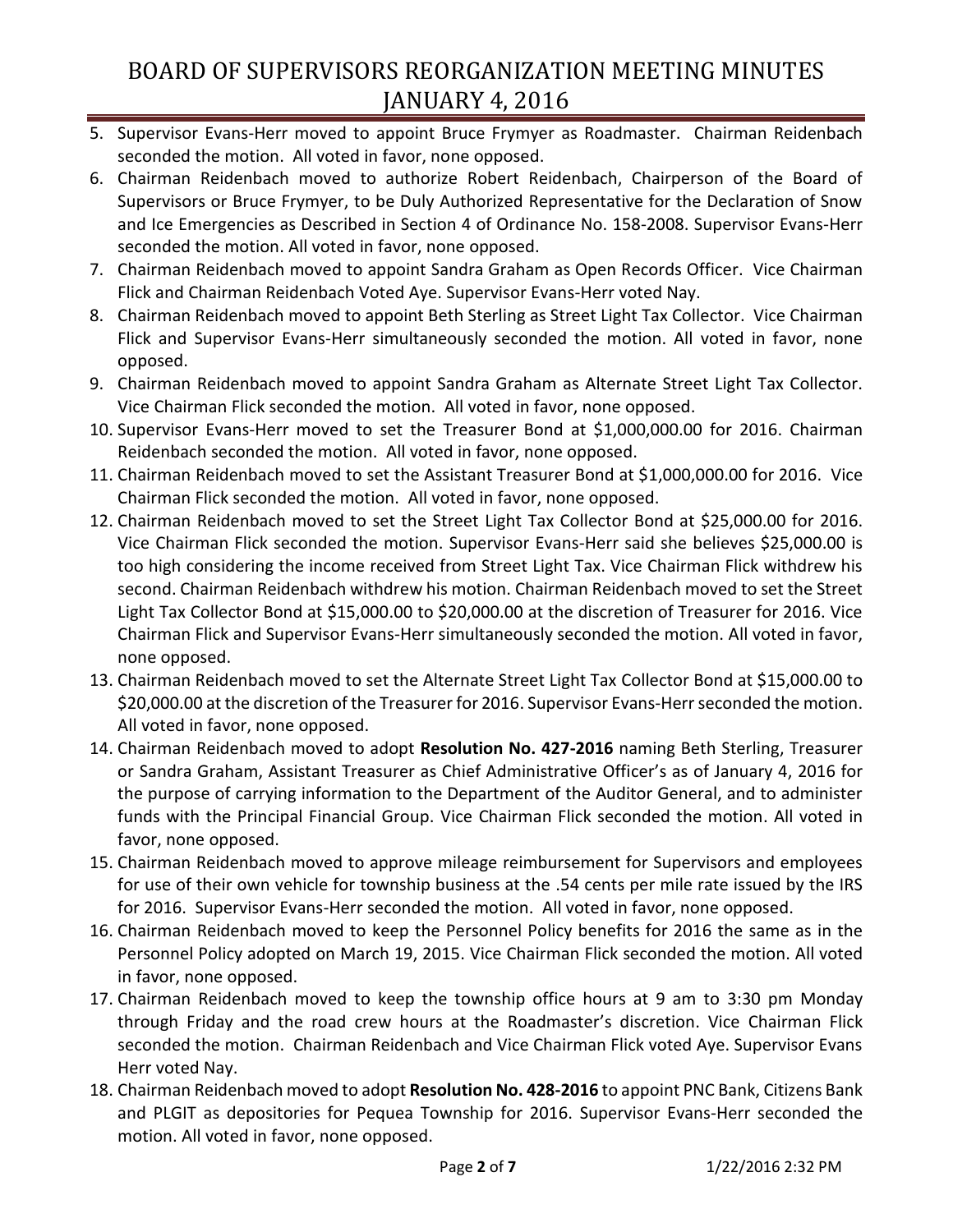5. Supervisor Evans-Herr moved to appoint Bruce Frymyer as Roadmaster. Chairman Reidenbach seconded the motion. All voted in favor, none opposed.
6. Chairman Reidenbach moved to authorize Robert Reidenbach, Chairperson of the Board of Supervisors or Bruce Frymyer, to be Duly Authorized Representative for the Declaration of Snow and Ice Emergencies as Described in Section 4 of Ordinance No. 158-2008. Supervisor Evans-Herr seconded the motion. All voted in favor, none opposed.
7. Chairman Reidenbach moved to appoint Sandra Graham as Open Records Officer. Vice Chairman Flick and Chairman Reidenbach Voted Aye. Supervisor Evans-Herr voted Nay.
8. Chairman Reidenbach moved to appoint Beth Sterling as Street Light Tax Collector. Vice Chairman Flick and Supervisor Evans-Herr simultaneously seconded the motion. All voted in favor, none opposed.
9. Chairman Reidenbach moved to appoint Sandra Graham as Alternate Street Light Tax Collector. Vice Chairman Flick seconded the motion. All voted in favor, none opposed.
10. Supervisor Evans-Herr moved to set the Treasurer Bond at $1,000,000.00 for 2016. Chairman Reidenbach seconded the motion. All voted in favor, none opposed.
11. Chairman Reidenbach moved to set the Assistant Treasurer Bond at $1,000,000.00 for 2016. Vice Chairman Flick seconded the motion. All voted in favor, none opposed.
12. Chairman Reidenbach moved to set the Street Light Tax Collector Bond at $25,000.00 for 2016. Vice Chairman Flick seconded the motion. Supervisor Evans-Herr said she believes $25,000.00 is too high considering the income received from Street Light Tax. Vice Chairman Flick withdrew his second. Chairman Reidenbach withdrew his motion. Chairman Reidenbach moved to set the Street Light Tax Collector Bond at $15,000.00 to $20,000.00 at the discretion of Treasurer for 2016. Vice Chairman Flick and Supervisor Evans-Herr simultaneously seconded the motion. All voted in favor, none opposed.
13. Chairman Reidenbach moved to set the Alternate Street Light Tax Collector Bond at $15,000.00 to $20,000.00 at the discretion of the Treasurer for 2016. Supervisor Evans-Herr seconded the motion. All voted in favor, none opposed.
14. Chairman Reidenbach moved to adopt **Resolution No. 427-2016** naming Beth Sterling, Treasurer or Sandra Graham, Assistant Treasurer as Chief Administrative Officer's as of January 4, 2016 for the purpose of carrying information to the Department of the Auditor General, and to administer funds with the Principal Financial Group. Vice Chairman Flick seconded the motion. All voted in favor, none opposed.
15. Chairman Reidenbach moved to approve mileage reimbursement for Supervisors and employees for use of their own vehicle for township business at the .54 cents per mile rate issued by the IRS for 2016. Supervisor Evans-Herr seconded the motion. All voted in favor, none opposed.
16. Chairman Reidenbach moved to keep the Personnel Policy benefits for 2016 the same as in the Personnel Policy adopted on March 19, 2015. Vice Chairman Flick seconded the motion. All voted in favor, none opposed.
17. Chairman Reidenbach moved to keep the township office hours at 9 am to 3:30 pm Monday through Friday and the road crew hours at the Roadmaster's discretion. Vice Chairman Flick seconded the motion. Chairman Reidenbach and Vice Chairman Flick voted Aye. Supervisor Evans Herr voted Nay.
18. Chairman Reidenbach moved to adopt **Resolution No. 428-2016** to appoint PNC Bank, Citizens Bank and PLGIT as depositories for Pequea Township for 2016. Supervisor Evans-Herr seconded the motion. All voted in favor, none opposed.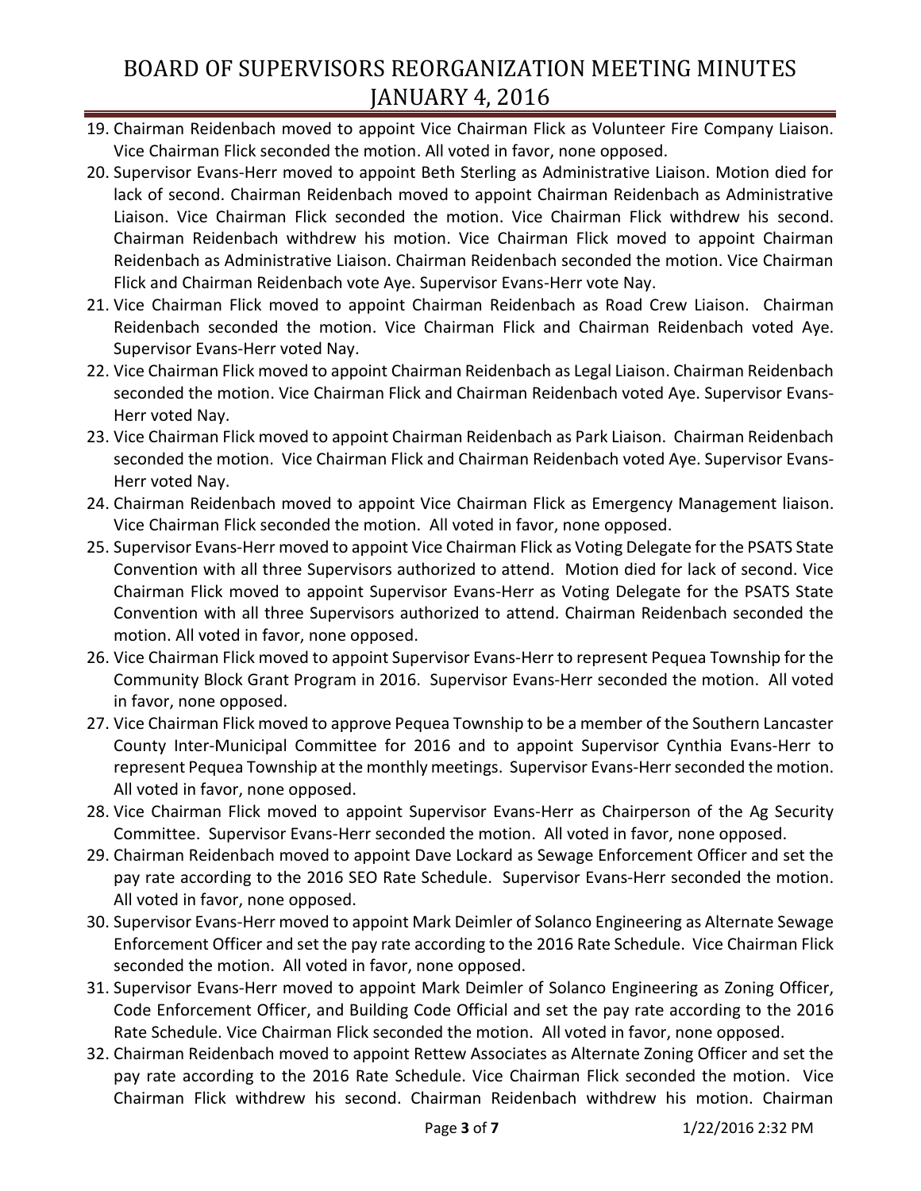19. Chairman Reidenbach moved to appoint Vice Chairman Flick as Volunteer Fire Company Liaison. Vice Chairman Flick seconded the motion. All voted in favor, none opposed.
20. Supervisor Evans-Herr moved to appoint Beth Sterling as Administrative Liaison. Motion died for lack of second. Chairman Reidenbach moved to appoint Chairman Reidenbach as Administrative Liaison. Vice Chairman Flick seconded the motion. Vice Chairman Flick withdrew his second. Chairman Reidenbach withdrew his motion. Vice Chairman Flick moved to appoint Chairman Reidenbach as Administrative Liaison. Chairman Reidenbach seconded the motion. Vice Chairman Flick and Chairman Reidenbach vote Aye. Supervisor Evans-Herr vote Nay.
21. Vice Chairman Flick moved to appoint Chairman Reidenbach as Road Crew Liaison. Chairman Reidenbach seconded the motion. Vice Chairman Flick and Chairman Reidenbach voted Aye. Supervisor Evans-Herr voted Nay.
22. Vice Chairman Flick moved to appoint Chairman Reidenbach as Legal Liaison. Chairman Reidenbach seconded the motion. Vice Chairman Flick and Chairman Reidenbach voted Aye. Supervisor Evans-Herr voted Nay.
23. Vice Chairman Flick moved to appoint Chairman Reidenbach as Park Liaison. Chairman Reidenbach seconded the motion. Vice Chairman Flick and Chairman Reidenbach voted Aye. Supervisor Evans-Herr voted Nay.
24. Chairman Reidenbach moved to appoint Vice Chairman Flick as Emergency Management liaison. Vice Chairman Flick seconded the motion. All voted in favor, none opposed.
25. Supervisor Evans-Herr moved to appoint Vice Chairman Flick as Voting Delegate for the PSATS State Convention with all three Supervisors authorized to attend. Motion died for lack of second. Vice Chairman Flick moved to appoint Supervisor Evans-Herr as Voting Delegate for the PSATS State Convention with all three Supervisors authorized to attend. Chairman Reidenbach seconded the motion. All voted in favor, none opposed.
26. Vice Chairman Flick moved to appoint Supervisor Evans-Herr to represent Pequea Township for the Community Block Grant Program in 2016. Supervisor Evans-Herr seconded the motion. All voted in favor, none opposed.
27. Vice Chairman Flick moved to approve Pequea Township to be a member of the Southern Lancaster County Inter-Municipal Committee for 2016 and to appoint Supervisor Cynthia Evans-Herr to represent Pequea Township at the monthly meetings. Supervisor Evans-Herr seconded the motion. All voted in favor, none opposed.
28. Vice Chairman Flick moved to appoint Supervisor Evans-Herr as Chairperson of the Ag Security Committee. Supervisor Evans-Herr seconded the motion. All voted in favor, none opposed.
29. Chairman Reidenbach moved to appoint Dave Lockard as Sewage Enforcement Officer and set the pay rate according to the 2016 SEO Rate Schedule. Supervisor Evans-Herr seconded the motion. All voted in favor, none opposed.
30. Supervisor Evans-Herr moved to appoint Mark Deimler of Solanco Engineering as Alternate Sewage Enforcement Officer and set the pay rate according to the 2016 Rate Schedule. Vice Chairman Flick seconded the motion. All voted in favor, none opposed.
31. Supervisor Evans-Herr moved to appoint Mark Deimler of Solanco Engineering as Zoning Officer, Code Enforcement Officer, and Building Code Official and set the pay rate according to the 2016 Rate Schedule. Vice Chairman Flick seconded the motion. All voted in favor, none opposed.
32. Chairman Reidenbach moved to appoint Rettew Associates as Alternate Zoning Officer and set the pay rate according to the 2016 Rate Schedule. Vice Chairman Flick seconded the motion. Vice Chairman Flick withdrew his second. Chairman Reidenbach withdrew his motion. Chairman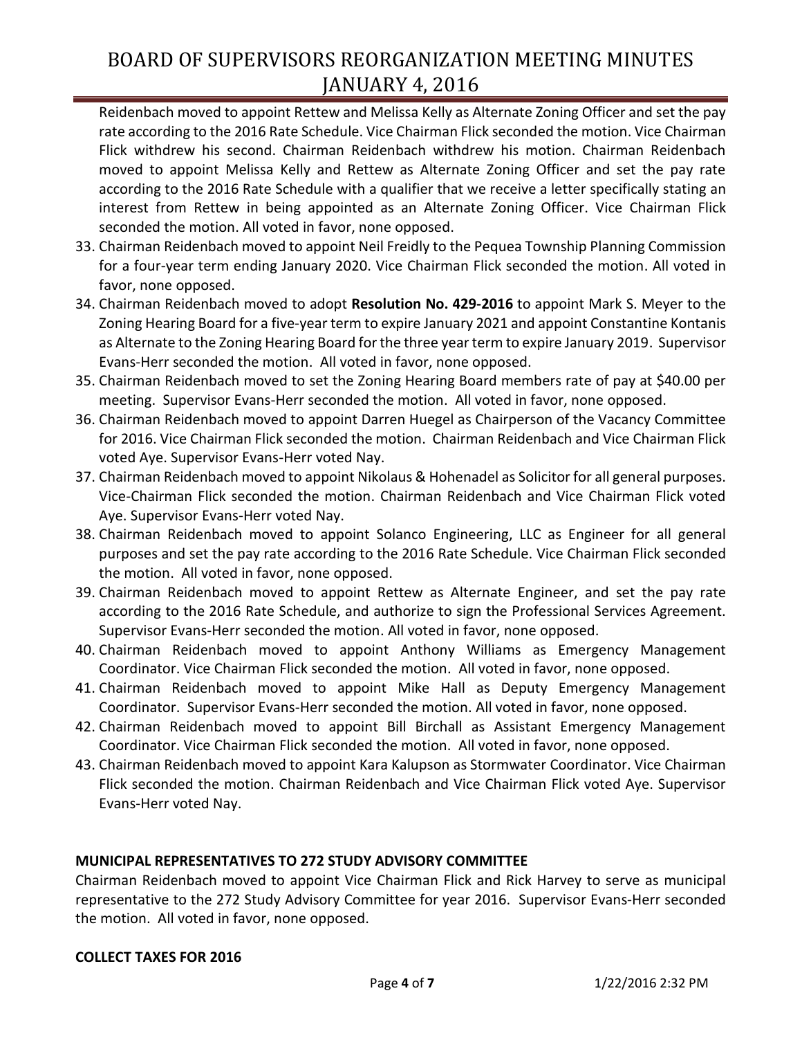Reidenbach moved to appoint Rettew and Melissa Kelly as Alternate Zoning Officer and set the pay rate according to the 2016 Rate Schedule. Vice Chairman Flick seconded the motion. Vice Chairman Flick withdrew his second. Chairman Reidenbach withdrew his motion. Chairman Reidenbach moved to appoint Melissa Kelly and Rettew as Alternate Zoning Officer and set the pay rate according to the 2016 Rate Schedule with a qualifier that we receive a letter specifically stating an interest from Rettew in being appointed as an Alternate Zoning Officer. Vice Chairman Flick seconded the motion. All voted in favor, none opposed.

33. Chairman Reidenbach moved to appoint Neil Freidly to the Pequea Township Planning Commission for a four-year term ending January 2020. Vice Chairman Flick seconded the motion. All voted in favor, none opposed.
34. Chairman Reidenbach moved to adopt **Resolution No. 429-2016** to appoint Mark S. Meyer to the Zoning Hearing Board for a five-year term to expire January 2021 and appoint Constantine Kontanis as Alternate to the Zoning Hearing Board for the three year term to expire January 2019. Supervisor Evans-Herr seconded the motion. All voted in favor, none opposed.
35. Chairman Reidenbach moved to set the Zoning Hearing Board members rate of pay at $40.00 per meeting. Supervisor Evans-Herr seconded the motion. All voted in favor, none opposed.
36. Chairman Reidenbach moved to appoint Darren Huegel as Chairperson of the Vacancy Committee for 2016. Vice Chairman Flick seconded the motion. Chairman Reidenbach and Vice Chairman Flick voted Aye. Supervisor Evans-Herr voted Nay.
37. Chairman Reidenbach moved to appoint Nikolaus & Hohenadel as Solicitor for all general purposes. Vice-Chairman Flick seconded the motion. Chairman Reidenbach and Vice Chairman Flick voted Aye. Supervisor Evans-Herr voted Nay.
38. Chairman Reidenbach moved to appoint Solanco Engineering, LLC as Engineer for all general purposes and set the pay rate according to the 2016 Rate Schedule. Vice Chairman Flick seconded the motion. All voted in favor, none opposed.
39. Chairman Reidenbach moved to appoint Rettew as Alternate Engineer, and set the pay rate according to the 2016 Rate Schedule, and authorize to sign the Professional Services Agreement. Supervisor Evans-Herr seconded the motion. All voted in favor, none opposed.
40. Chairman Reidenbach moved to appoint Anthony Williams as Emergency Management Coordinator. Vice Chairman Flick seconded the motion. All voted in favor, none opposed.
41. Chairman Reidenbach moved to appoint Mike Hall as Deputy Emergency Management Coordinator. Supervisor Evans-Herr seconded the motion. All voted in favor, none opposed.
42. Chairman Reidenbach moved to appoint Bill Birchall as Assistant Emergency Management Coordinator. Vice Chairman Flick seconded the motion. All voted in favor, none opposed.
43. Chairman Reidenbach moved to appoint Kara Kalupson as Stormwater Coordinator. Vice Chairman Flick seconded the motion. Chairman Reidenbach and Vice Chairman Flick voted Aye. Supervisor Evans-Herr voted Nay.

**MUNICIPAL REPRESENTATIVES TO 272 STUDY ADVISORY COMMITTEE**

Chairman Reidenbach moved to appoint Vice Chairman Flick and Rick Harvey to serve as municipal representative to the 272 Study Advisory Committee for year 2016. Supervisor Evans-Herr seconded the motion. All voted in favor, none opposed.

**COLLECT TAXES FOR 2016**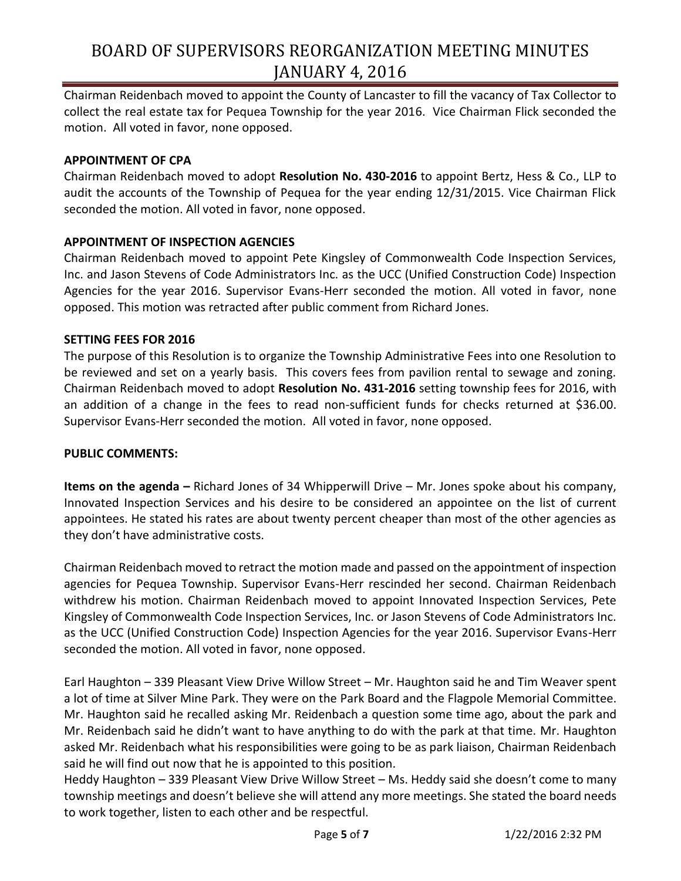Chairman Reidenbach moved to appoint the County of Lancaster to fill the vacancy of Tax Collector to collect the real estate tax for Pequea Township for the year 2016. Vice Chairman Flick seconded the motion. All voted in favor, none opposed.

**APPOINTMENT OF CPA**

Chairman Reidenbach moved to adopt **Resolution No. 430-2016** to appoint Bertz, Hess & Co., LLP to audit the accounts of the Township of Pequea for the year ending 12/31/2015. Vice Chairman Flick seconded the motion. All voted in favor, none opposed.

**APPOINTMENT OF INSPECTION AGENCIES**

Chairman Reidenbach moved to appoint Pete Kingsley of Commonwealth Code Inspection Services, Inc. and Jason Stevens of Code Administrators Inc. as the UCC (Unified Construction Code) Inspection Agencies for the year 2016. Supervisor Evans-Herr seconded the motion. All voted in favor, none opposed. This motion was retracted after public comment from Richard Jones.

**SETTING FEES FOR 2016**

The purpose of this Resolution is to organize the Township Administrative Fees into one Resolution to be reviewed and set on a yearly basis. This covers fees from pavilion rental to sewage and zoning. Chairman Reidenbach moved to adopt **Resolution No. 431-2016** setting township fees for 2016, with an addition of a change in the fees to read non-sufficient funds for checks returned at $36.00. Supervisor Evans-Herr seconded the motion. All voted in favor, none opposed.

**PUBLIC COMMENTS:**

**Items on the agenda –** Richard Jones of 34 Whipperwill Drive – Mr. Jones spoke about his company, Innovated Inspection Services and his desire to be considered an appointee on the list of current appointees. He stated his rates are about twenty percent cheaper than most of the other agencies as they don't have administrative costs.

Chairman Reidenbach moved to retract the motion made and passed on the appointment of inspection agencies for Pequea Township. Supervisor Evans-Herr rescinded her second. Chairman Reidenbach withdrew his motion. Chairman Reidenbach moved to appoint Innovated Inspection Services, Pete Kingsley of Commonwealth Code Inspection Services, Inc. or Jason Stevens of Code Administrators Inc. as the UCC (Unified Construction Code) Inspection Agencies for the year 2016. Supervisor Evans-Herr seconded the motion. All voted in favor, none opposed.

Earl Haughton – 339 Pleasant View Drive Willow Street – Mr. Haughton said he and Tim Weaver spent a lot of time at Silver Mine Park. They were on the Park Board and the Flagpole Memorial Committee. Mr. Haughton said he recalled asking Mr. Reidenbach a question some time ago, about the park and Mr. Reidenbach said he didn't want to have anything to do with the park at that time. Mr. Haughton asked Mr. Reidenbach what his responsibilities were going to be as park liaison, Chairman Reidenbach said he will find out now that he is appointed to this position.

Heddy Haughton – 339 Pleasant View Drive Willow Street – Ms. Heddy said she doesn't come to many township meetings and doesn't believe she will attend any more meetings. She stated the board needs to work together, listen to each other and be respectful.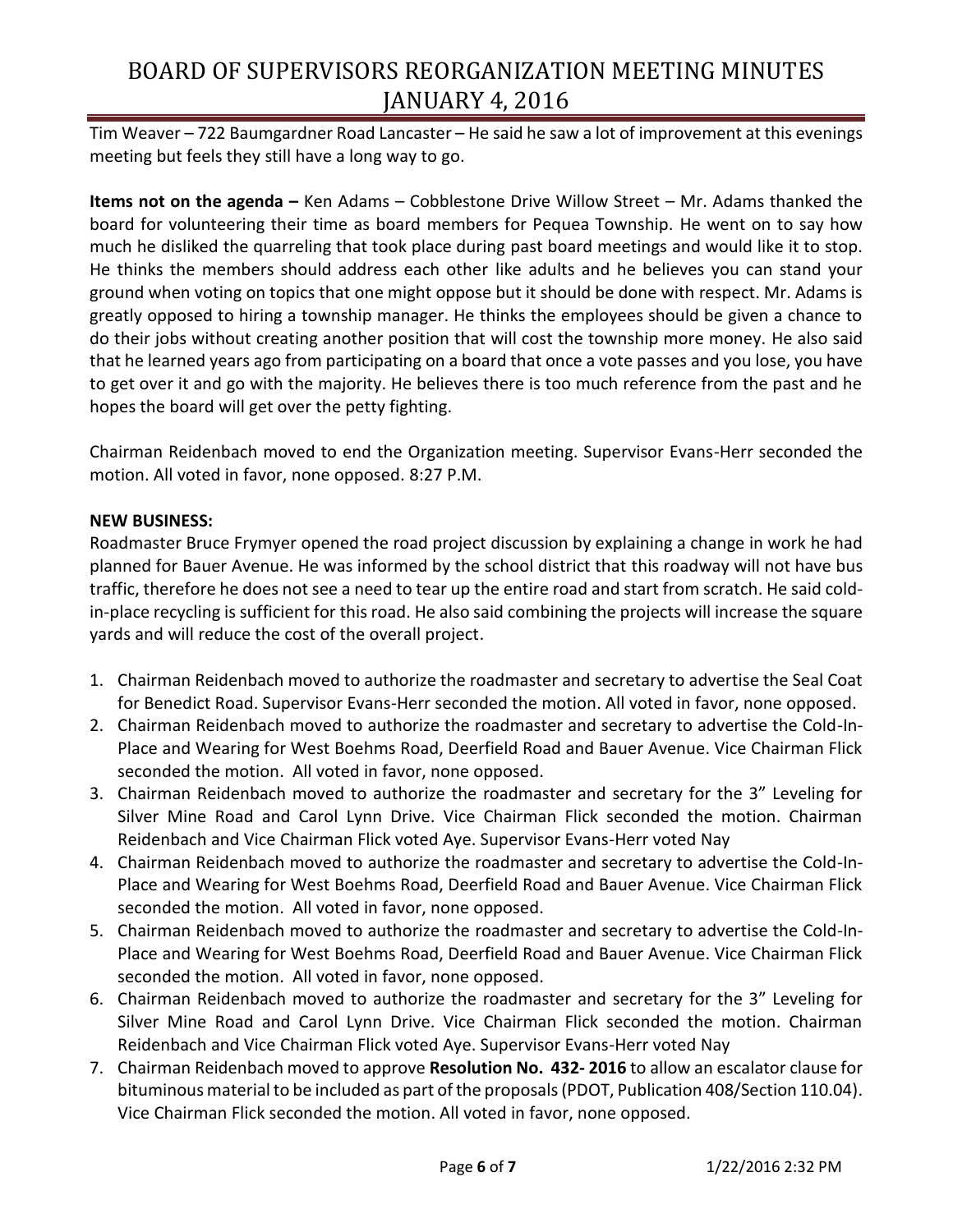Tim Weaver – 722 Baumgardner Road Lancaster – He said he saw a lot of improvement at this evenings meeting but feels they still have a long way to go.

**Items not on the agenda –** Ken Adams – Cobblestone Drive Willow Street – Mr. Adams thanked the board for volunteering their time as board members for Pequea Township. He went on to say how much he disliked the quarreling that took place during past board meetings and would like it to stop. He thinks the members should address each other like adults and he believes you can stand your ground when voting on topics that one might oppose but it should be done with respect. Mr. Adams is greatly opposed to hiring a township manager. He thinks the employees should be given a chance to do their jobs without creating another position that will cost the township more money. He also said that he learned years ago from participating on a board that once a vote passes and you lose, you have to get over it and go with the majority. He believes there is too much reference from the past and he hopes the board will get over the petty fighting.

Chairman Reidenbach moved to end the Organization meeting. Supervisor Evans-Herr seconded the motion. All voted in favor, none opposed. 8:27 P.M.

**NEW BUSINESS:**

Roadmaster Bruce Frymyer opened the road project discussion by explaining a change in work he had planned for Bauer Avenue. He was informed by the school district that this roadway will not have bus traffic, therefore he does not see a need to tear up the entire road and start from scratch. He said cold-in-place recycling is sufficient for this road. He also said combining the projects will increase the square yards and will reduce the cost of the overall project.

1. Chairman Reidenbach moved to authorize the roadmaster and secretary to advertise the Seal Coat for Benedict Road. Supervisor Evans-Herr seconded the motion. All voted in favor, none opposed.
2. Chairman Reidenbach moved to authorize the roadmaster and secretary to advertise the Cold-In-Place and Wearing for West Boehms Road, Deerfield Road and Bauer Avenue. Vice Chairman Flick seconded the motion. All voted in favor, none opposed.
3. Chairman Reidenbach moved to authorize the roadmaster and secretary for the 3" Leveling for Silver Mine Road and Carol Lynn Drive. Vice Chairman Flick seconded the motion. Chairman Reidenbach and Vice Chairman Flick voted Aye. Supervisor Evans-Herr voted Nay
4. Chairman Reidenbach moved to authorize the roadmaster and secretary to advertise the Cold-In-Place and Wearing for West Boehms Road, Deerfield Road and Bauer Avenue. Vice Chairman Flick seconded the motion. All voted in favor, none opposed.
5. Chairman Reidenbach moved to authorize the roadmaster and secretary to advertise the Cold-In-Place and Wearing for West Boehms Road, Deerfield Road and Bauer Avenue. Vice Chairman Flick seconded the motion. All voted in favor, none opposed.
6. Chairman Reidenbach moved to authorize the roadmaster and secretary for the 3" Leveling for Silver Mine Road and Carol Lynn Drive. Vice Chairman Flick seconded the motion. Chairman Reidenbach and Vice Chairman Flick voted Aye. Supervisor Evans-Herr voted Nay
7. Chairman Reidenbach moved to approve **Resolution No. 432- 2016** to allow an escalator clause for bituminous material to be included as part of the proposals (PDOT, Publication 408/Section 110.04). Vice Chairman Flick seconded the motion. All voted in favor, none opposed.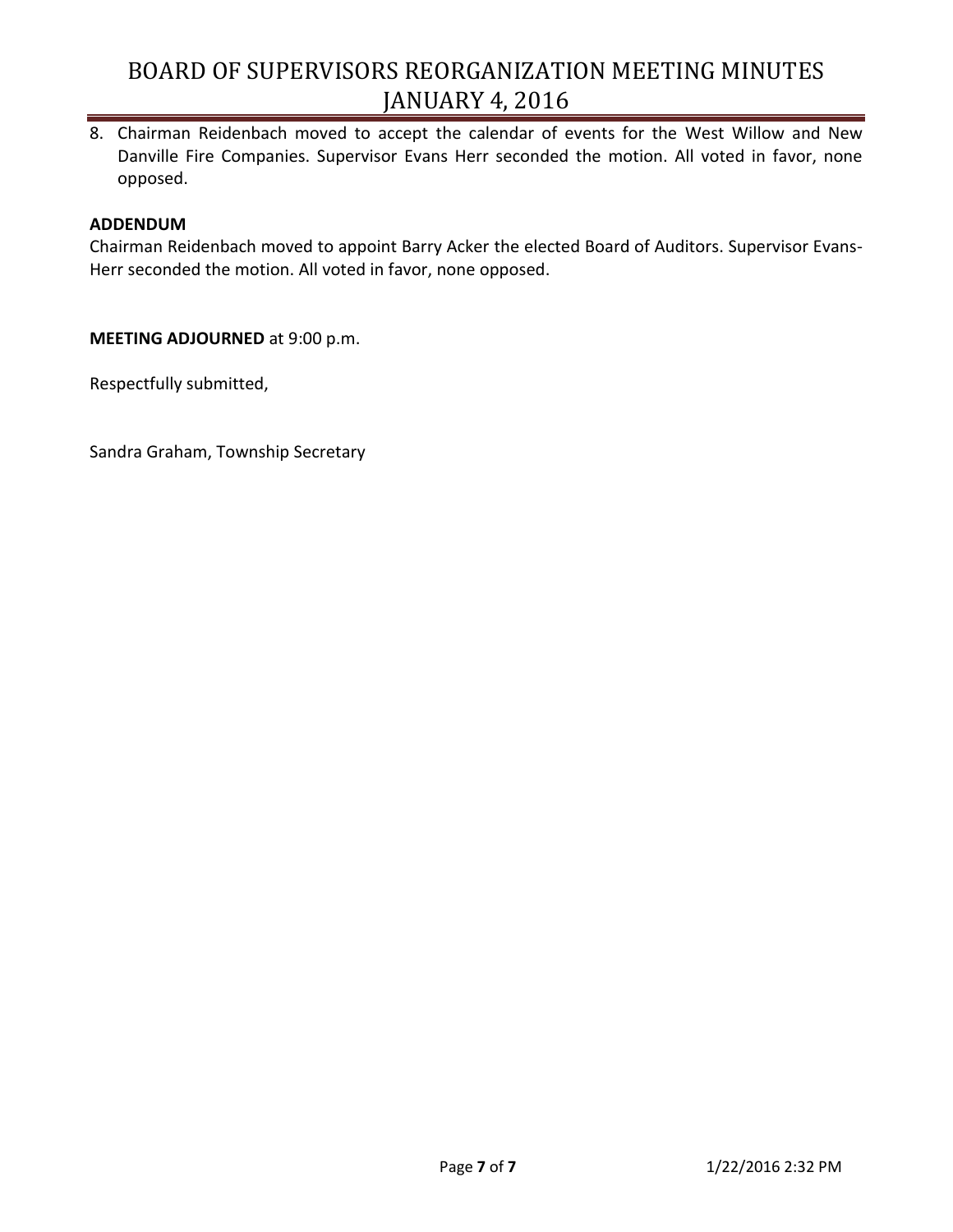8. Chairman Reidenbach moved to accept the calendar of events for the West Willow and New Danville Fire Companies. Supervisor Evans Herr seconded the motion. All voted in favor, none opposed.

**ADDENDUM**

Chairman Reidenbach moved to appoint Barry Acker the elected Board of Auditors. Supervisor Evans-Herr seconded the motion. All voted in favor, none opposed.

**MEETING ADJOURNED** at 9:00 p.m.

Respectfully submitted,

Sandra Graham, Township Secretary